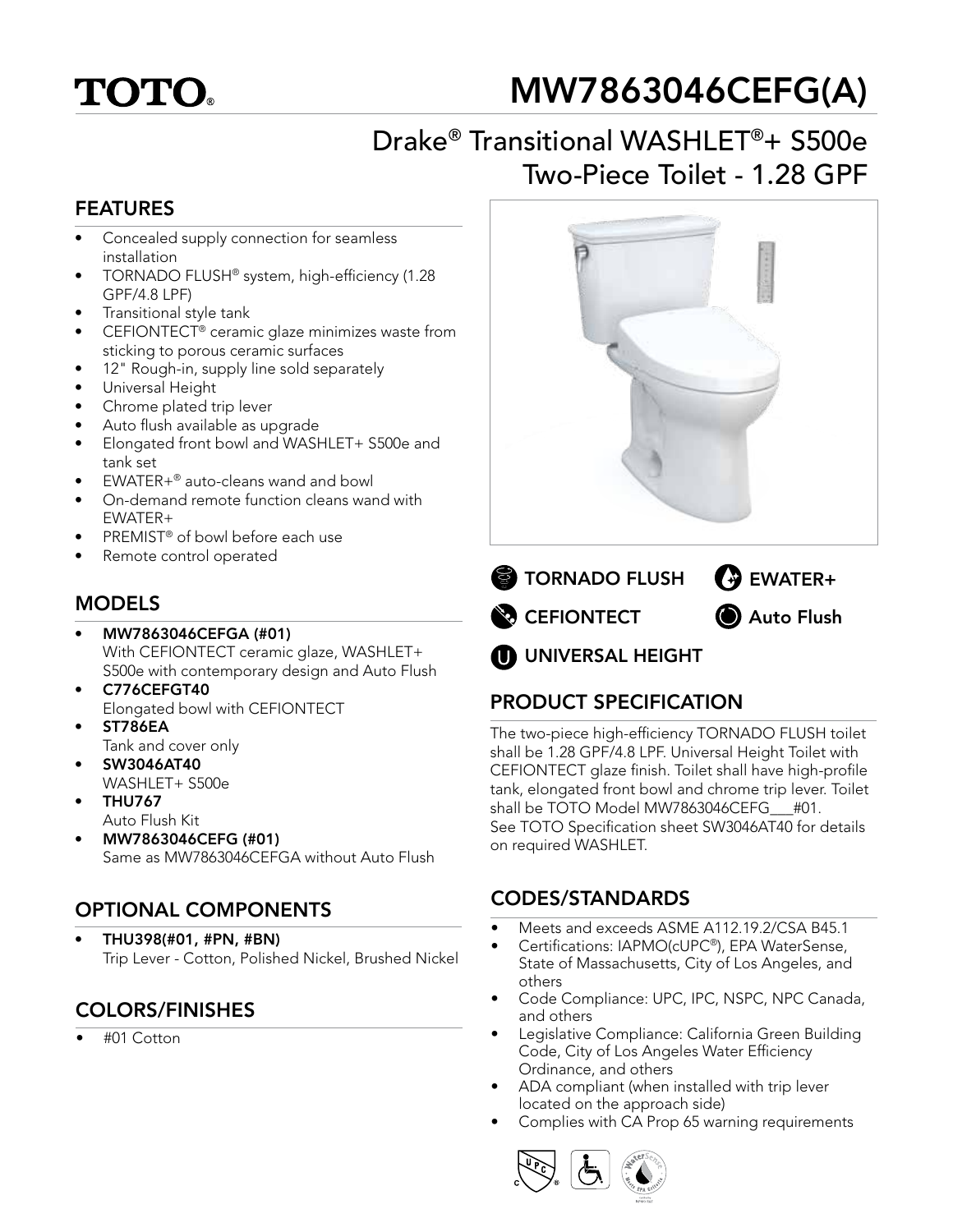# TOTO®

# MW7863046CEFG(A)

## Drake® Transitional WASHLET®+ S500e Two-Piece Toilet - 1.28 GPF

## FEATURES

- Concealed supply connection for seamless installation
- TORNADO FLUSH® system, high-efficiency (1.28 GPF/4.8 LPF)
- Transitional style tank
- CEFIONTECT® ceramic glaze minimizes waste from sticking to porous ceramic surfaces
- 12" Rough-in, supply line sold separately
- Universal Height
- Chrome plated trip lever
- Auto flush available as upgrade
- Elongated front bowl and WASHLET+ S500e and tank set
- EWATER+® auto-cleans wand and bowl
- On-demand remote function cleans wand with EWATER+
- PREMIST® of bowl before each use
- Remote control operated

TORNADO FLUSH

EWATER+

CEFIONTECT

Auto Flush

UNIVERSAL HEIGHT

## MODELS

- **MW7863046CEFGA (#01)**
  With CEFIONTECT ceramic glaze, WASHLET+ S500e with contemporary design and Auto Flush
- **C776CEFGT40**
  Elongated bowl with CEFIONTECT
- **ST786EA**
  Tank and cover only
- **SW3046AT40**
  WASHLET+ S500e
- **THU767**
  Auto Flush Kit
- **MW7863046CEFG (#01)**
  Same as MW7863046CEFGA without Auto Flush

## OPTIONAL COMPONENTS

- **THU398(#01, #PN, #BN)**
  Trip Lever - Cotton, Polished Nickel, Brushed Nickel

## COLORS/FINISHES

- #01 Cotton

## PRODUCT SPECIFICATION

The two-piece high-efficiency TORNADO FLUSH toilet shall be 1.28 GPF/4.8 LPF. Universal Height Toilet with CEFIONTECT glaze finish. Toilet shall have high-profile tank, elongated front bowl and chrome trip lever. Toilet shall be TOTO Model MW7863046CEFG___#01. See TOTO Specification sheet SW3046AT40 for details on required WASHLET.

## CODES/STANDARDS

- Meets and exceeds ASME A112.19.2/CSA B45.1
- Certifications: IAPMO(cUPC®), EPA WaterSense, State of Massachusetts, City of Los Angeles, and others
- Code Compliance: UPC, IPC, NSPC, NPC Canada, and others
- Legislative Compliance: California Green Building Code, City of Los Angeles Water Efficiency Ordinance, and others
- ADA compliant (when installed with trip lever located on the approach side)
- Complies with CA Prop 65 warning requirements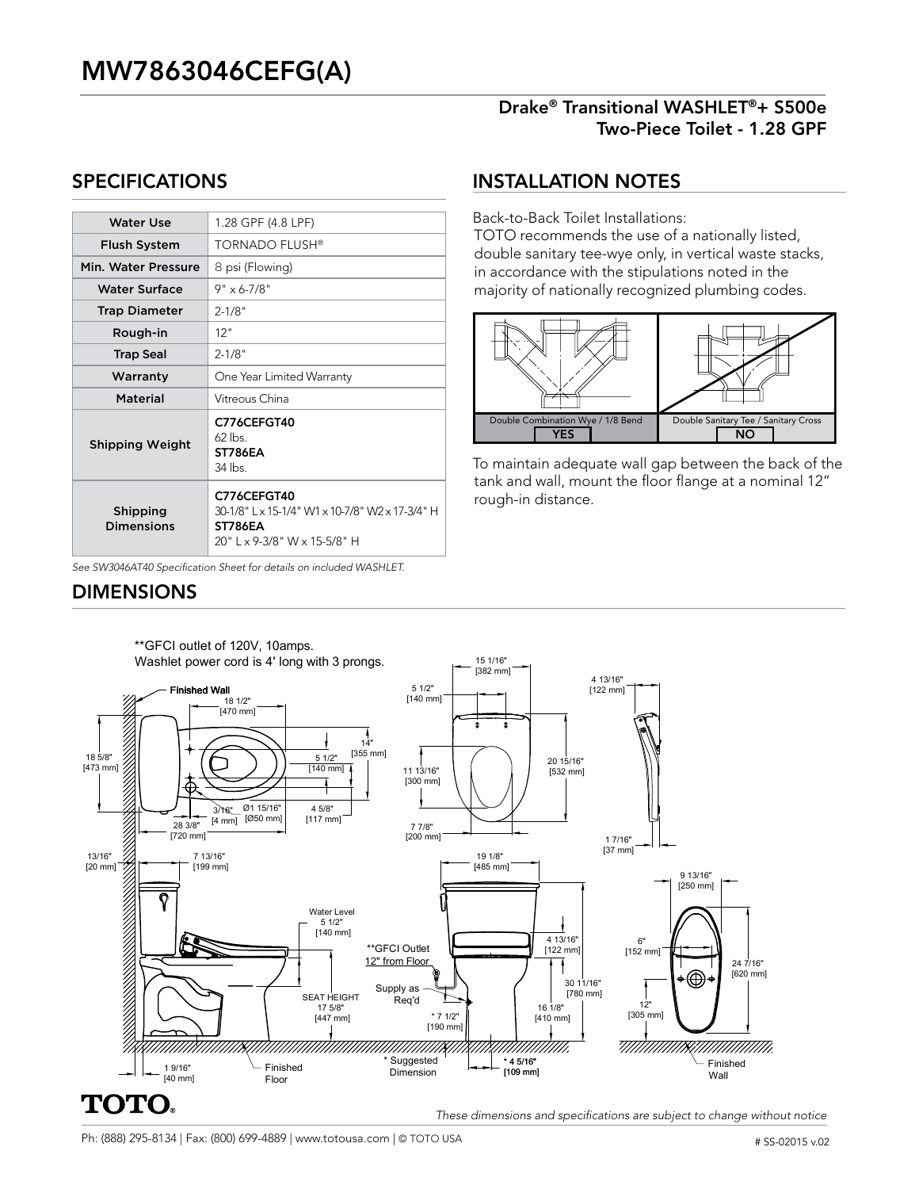# MW7863046CEFG(A)

**Drake® Transitional WASHLET®+ S500e**
**Two-Piece Toilet - 1.28 GPF**

## SPECIFICATIONS

| | |
|---|---|
| **Water Use** | 1.28 GPF (4.8 LPF) |
| **Flush System** | TORNADO FLUSH® |
| **Min. Water Pressure** | 8 psi (Flowing) |
| **Water Surface** | 9" x 6-7/8" |
| **Trap Diameter** | 2-1/8" |
| **Rough-in** | 12" |
| **Trap Seal** | 2-1/8" |
| **Warranty** | One Year Limited Warranty |
| **Material** | Vitreous China |
| **Shipping Weight** | **C776CEFGT40** 62 lbs. **ST786EA** 34 lbs. |
| **Shipping Dimensions** | **C776CEFGT40** 30-1/8" L x 15-1/4" W1 x 10-7/8" W2 x 17-3/4" H **ST786EA** 20" L x 9-3/8" W x 15-5/8" H |

*See SW3046AT40 Specification Sheet for details on included WASHLET.*

## INSTALLATION NOTES

Back-to-Back Toilet Installations:
TOTO recommends the use of a nationally listed, double sanitary tee-wye only, in vertical waste stacks, in accordance with the stipulations noted in the majority of nationally recognized plumbing codes.

Double Combination Wye / 1/8 Bend
YES

Double Sanitary Tee / Sanitary Cross
NO

To maintain adequate wall gap between the back of the tank and wall, mount the floor flange at a nominal 12" rough-in distance.

## DIMENSIONS

**GFCI outlet of 120V, 10amps.
Washlet power cord is 4' long with 3 prongs.

Finished Wall
18 1/2" [470 mm]
14" [355 mm]
18 5/8" [473 mm]
5 1/2" [140 mm]
3/16" [4 mm]
Ø1 15/16" [Ø50 mm]
4 5/8" [117 mm]
28 3/8" [720 mm]
15 1/16" [382 mm]
5 1/2" [140 mm]
11 13/16" [300 mm]
20 15/16" [532 mm]
7 7/8" [200 mm]
4 13/16" [122 mm]
1 7/16" [37 mm]
13/16" [20 mm]
7 13/16" [199 mm]
Water Level 5 1/2" [140 mm]
SEAT HEIGHT 17 5/8" [447 mm]
1 9/16" [40 mm]
Finished Floor
19 1/8" [485 mm]
**GFCI Outlet 12" from Floor
Supply as Req'd
* 7 1/2" [190 mm]
* Suggested Dimension
* 4 5/16" [109 mm]
4 13/16" [122 mm]
30 11/16" [780 mm]
16 1/8" [410 mm]
9 13/16" [250 mm]
6" [152 mm]
24 7/16" [620 mm]
12" [305 mm]
Finished Wall

*These dimensions and specifications are subject to change without notice*

Ph: (888) 295-8134 | Fax: (800) 699-4889 | www.totousa.com | © TOTO USA

# SS-02015 v.02